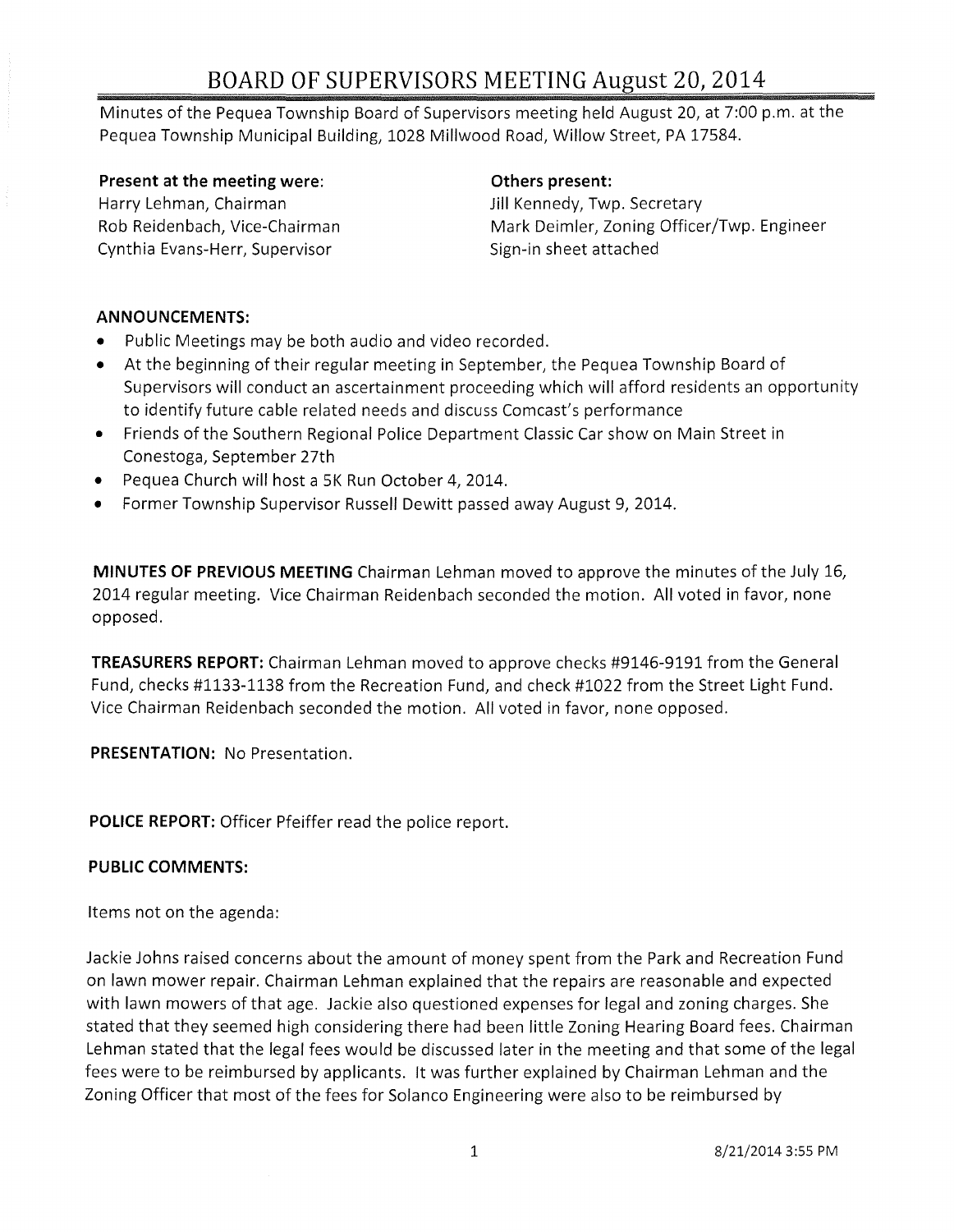# BOARD OF SUPERVISORS MEETING August 20, 2014

Minutes of the Pequea Township Board of Supervisors meeting held August 20, at 7:00 p.m. at the Pequea Township Municipal Building, 1028 Millwood Road, Willow Street, PA 17584.

**Present at the meeting were:**
Harry Lehman, Chairman
Rob Reidenbach, Vice-Chairman
Cynthia Evans-Herr, Supervisor

**Others present:**
Jill Kennedy, Twp. Secretary
Mark Deimler, Zoning Officer/Twp. Engineer
Sign-in sheet attached

**ANNOUNCEMENTS:**

- Public Meetings may be both audio and video recorded.
- At the beginning of their regular meeting in September, the Pequea Township Board of Supervisors will conduct an ascertainment proceeding which will afford residents an opportunity to identify future cable related needs and discuss Comcast's performance
- Friends of the Southern Regional Police Department Classic Car show on Main Street in Conestoga, September 27th
- Pequea Church will host a 5K Run October 4, 2014.
- Former Township Supervisor Russell Dewitt passed away August 9, 2014.

**MINUTES OF PREVIOUS MEETING** Chairman Lehman moved to approve the minutes of the July 16, 2014 regular meeting. Vice Chairman Reidenbach seconded the motion. All voted in favor, none opposed.

**TREASURERS REPORT:** Chairman Lehman moved to approve checks #9146-9191 from the General Fund, checks #1133-1138 from the Recreation Fund, and check #1022 from the Street Light Fund. Vice Chairman Reidenbach seconded the motion. All voted in favor, none opposed.

**PRESENTATION:** No Presentation.

**POLICE REPORT:** Officer Pfeiffer read the police report.

**PUBLIC COMMENTS:**

Items not on the agenda:

Jackie Johns raised concerns about the amount of money spent from the Park and Recreation Fund on lawn mower repair. Chairman Lehman explained that the repairs are reasonable and expected with lawn mowers of that age. Jackie also questioned expenses for legal and zoning charges. She stated that they seemed high considering there had been little Zoning Hearing Board fees. Chairman Lehman stated that the legal fees would be discussed later in the meeting and that some of the legal fees were to be reimbursed by applicants. It was further explained by Chairman Lehman and the Zoning Officer that most of the fees for Solanco Engineering were also to be reimbursed by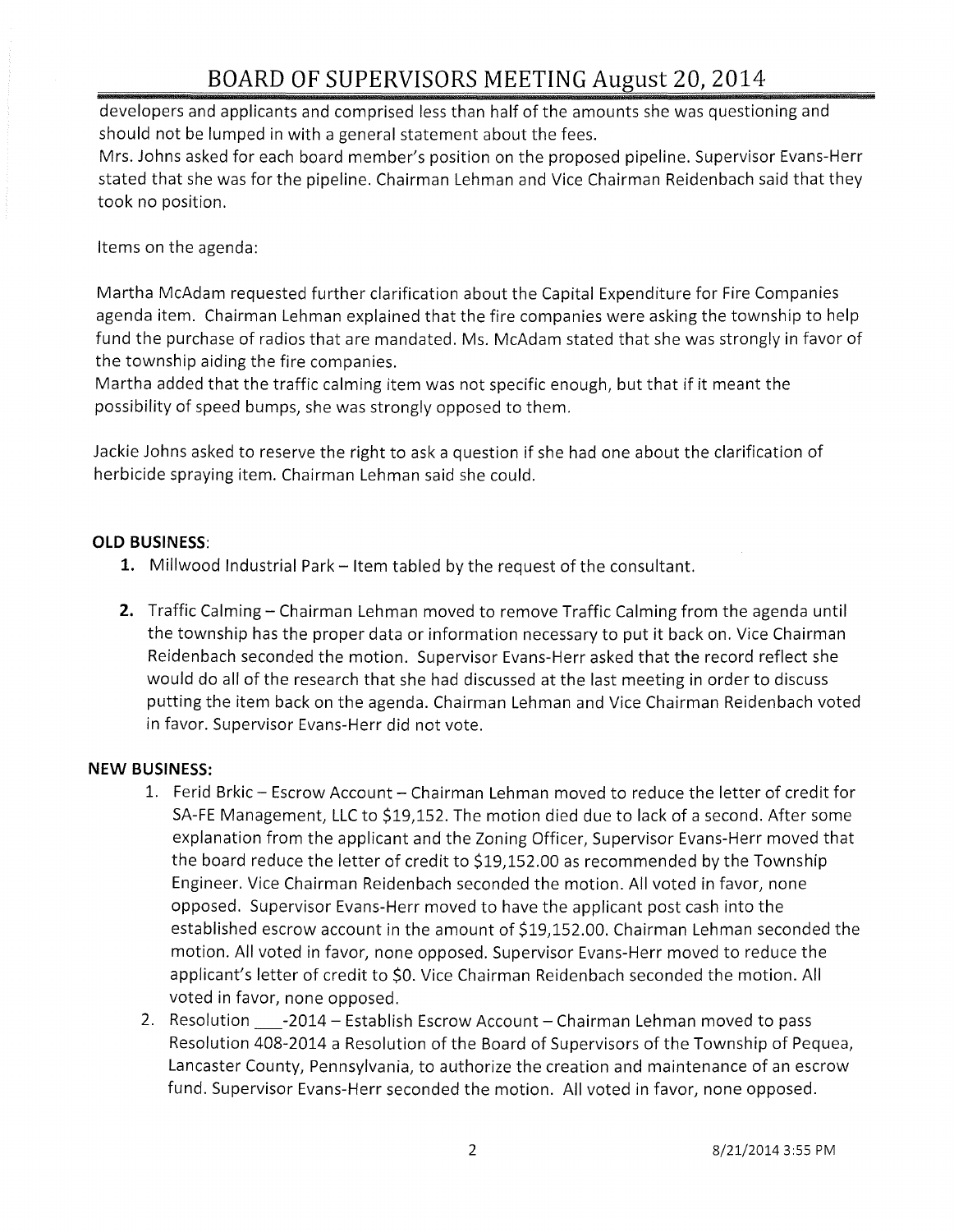developers and applicants and comprised less than half of the amounts she was questioning and should not be lumped in with a general statement about the fees.

Mrs. Johns asked for each board member's position on the proposed pipeline. Supervisor Evans-Herr stated that she was for the pipeline. Chairman Lehman and Vice Chairman Reidenbach said that they took no position.

Items on the agenda:

Martha McAdam requested further clarification about the Capital Expenditure for Fire Companies agenda item. Chairman Lehman explained that the fire companies were asking the township to help fund the purchase of radios that are mandated. Ms. McAdam stated that she was strongly in favor of the township aiding the fire companies.

Martha added that the traffic calming item was not specific enough, but that if it meant the possibility of speed bumps, she was strongly opposed to them.

Jackie Johns asked to reserve the right to ask a question if she had one about the clarification of herbicide spraying item. Chairman Lehman said she could.

**OLD BUSINESS**:

1. Millwood Industrial Park – Item tabled by the request of the consultant.
2. Traffic Calming – Chairman Lehman moved to remove Traffic Calming from the agenda until the township has the proper data or information necessary to put it back on. Vice Chairman Reidenbach seconded the motion. Supervisor Evans-Herr asked that the record reflect she would do all of the research that she had discussed at the last meeting in order to discuss putting the item back on the agenda. Chairman Lehman and Vice Chairman Reidenbach voted in favor. Supervisor Evans-Herr did not vote.

**NEW BUSINESS:**

1. Ferid Brkic – Escrow Account – Chairman Lehman moved to reduce the letter of credit for SA-FE Management, LLC to $19,152. The motion died due to lack of a second. After some explanation from the applicant and the Zoning Officer, Supervisor Evans-Herr moved that the board reduce the letter of credit to $19,152.00 as recommended by the Township Engineer. Vice Chairman Reidenbach seconded the motion. All voted in favor, none opposed. Supervisor Evans-Herr moved to have the applicant post cash into the established escrow account in the amount of $19,152.00. Chairman Lehman seconded the motion. All voted in favor, none opposed. Supervisor Evans-Herr moved to reduce the applicant's letter of credit to $0. Vice Chairman Reidenbach seconded the motion. All voted in favor, none opposed.
2. Resolution \_\_\_-2014 – Establish Escrow Account – Chairman Lehman moved to pass Resolution 408-2014 a Resolution of the Board of Supervisors of the Township of Pequea, Lancaster County, Pennsylvania, to authorize the creation and maintenance of an escrow fund. Supervisor Evans-Herr seconded the motion. All voted in favor, none opposed.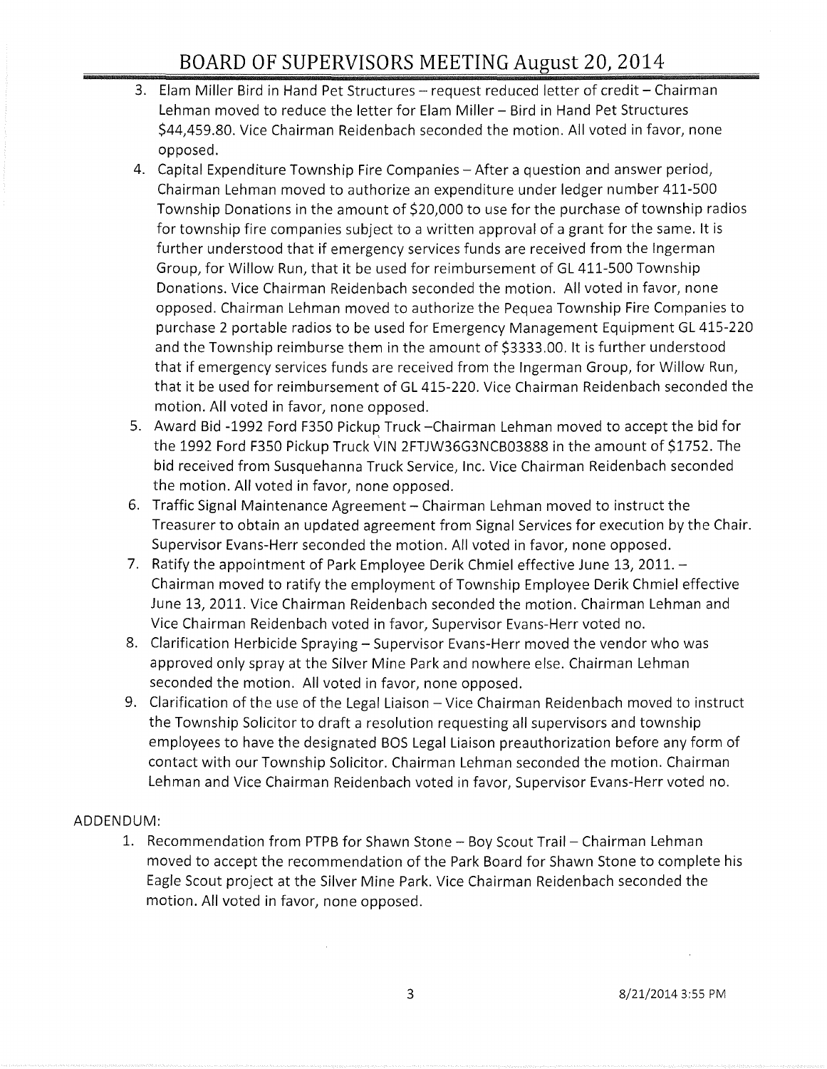3. Elam Miller Bird in Hand Pet Structures – request reduced letter of credit – Chairman Lehman moved to reduce the letter for Elam Miller – Bird in Hand Pet Structures $44,459.80. Vice Chairman Reidenbach seconded the motion. All voted in favor, none opposed.
4. Capital Expenditure Township Fire Companies – After a question and answer period, Chairman Lehman moved to authorize an expenditure under ledger number 411-500 Township Donations in the amount of $20,000 to use for the purchase of township radios for township fire companies subject to a written approval of a grant for the same. It is further understood that if emergency services funds are received from the Ingerman Group, for Willow Run, that it be used for reimbursement of GL 411-500 Township Donations. Vice Chairman Reidenbach seconded the motion. All voted in favor, none opposed. Chairman Lehman moved to authorize the Pequea Township Fire Companies to purchase 2 portable radios to be used for Emergency Management Equipment GL 415-220 and the Township reimburse them in the amount of $3333.00. It is further understood that if emergency services funds are received from the Ingerman Group, for Willow Run, that it be used for reimbursement of GL 415-220. Vice Chairman Reidenbach seconded the motion. All voted in favor, none opposed.
5. Award Bid -1992 Ford F350 Pickup Truck –Chairman Lehman moved to accept the bid for the 1992 Ford F350 Pickup Truck VIN 2FTJW36G3NCB03888 in the amount of $1752. The bid received from Susquehanna Truck Service, Inc. Vice Chairman Reidenbach seconded the motion. All voted in favor, none opposed.
6. Traffic Signal Maintenance Agreement – Chairman Lehman moved to instruct the Treasurer to obtain an updated agreement from Signal Services for execution by the Chair. Supervisor Evans-Herr seconded the motion. All voted in favor, none opposed.
7. Ratify the appointment of Park Employee Derik Chmiel effective June 13, 2011. – Chairman moved to ratify the employment of Township Employee Derik Chmiel effective June 13, 2011. Vice Chairman Reidenbach seconded the motion. Chairman Lehman and Vice Chairman Reidenbach voted in favor, Supervisor Evans-Herr voted no.
8. Clarification Herbicide Spraying – Supervisor Evans-Herr moved the vendor who was approved only spray at the Silver Mine Park and nowhere else. Chairman Lehman seconded the motion. All voted in favor, none opposed.
9. Clarification of the use of the Legal Liaison – Vice Chairman Reidenbach moved to instruct the Township Solicitor to draft a resolution requesting all supervisors and township employees to have the designated BOS Legal Liaison preauthorization before any form of contact with our Township Solicitor. Chairman Lehman seconded the motion. Chairman Lehman and Vice Chairman Reidenbach voted in favor, Supervisor Evans-Herr voted no.

ADDENDUM:

1. Recommendation from PTPB for Shawn Stone – Boy Scout Trail – Chairman Lehman moved to accept the recommendation of the Park Board for Shawn Stone to complete his Eagle Scout project at the Silver Mine Park. Vice Chairman Reidenbach seconded the motion. All voted in favor, none opposed.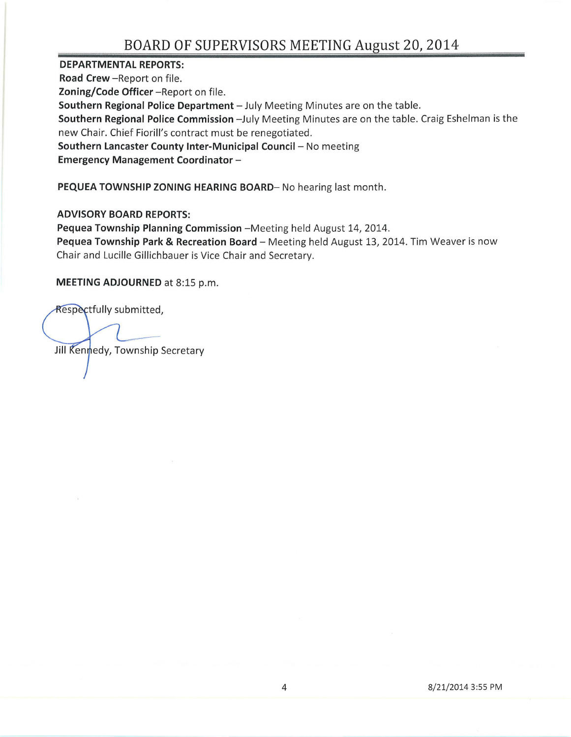# BOARD OF SUPERVISORS MEETING August 20, 2014

**DEPARTMENTAL REPORTS:**

**Road Crew** –Report on file.

**Zoning/Code Officer** –Report on file.

**Southern Regional Police Department** – July Meeting Minutes are on the table.

**Southern Regional Police Commission** –July Meeting Minutes are on the table. Craig Eshelman is the new Chair. Chief Fiorill's contract must be renegotiated.

**Southern Lancaster County Inter-Municipal Council** – No meeting

**Emergency Management Coordinator** –

**PEQUEA TOWNSHIP ZONING HEARING BOARD**– No hearing last month.

**ADVISORY BOARD REPORTS:**

**Pequea Township Planning Commission** –Meeting held August 14, 2014.

**Pequea Township Park & Recreation Board** – Meeting held August 13, 2014. Tim Weaver is now Chair and Lucille Gillichbauer is Vice Chair and Secretary.

**MEETING ADJOURNED** at 8:15 p.m.

Respectfully submitted,

Jill Kennedy, Township Secretary

8/21/2014 3:55 PM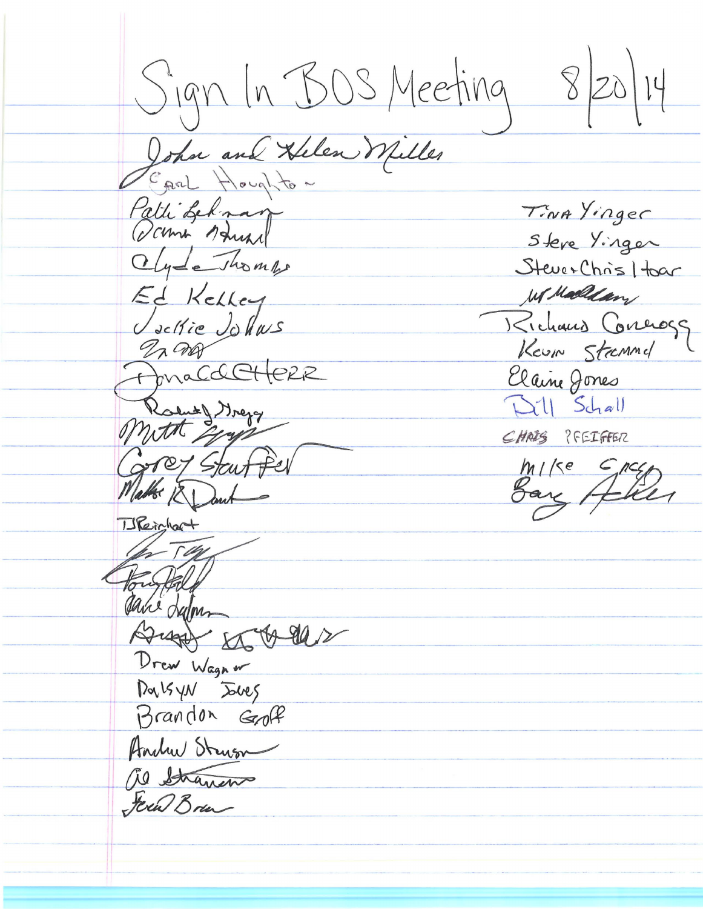# Sign In BOS Meeting 8/20/14

John and Helen Miller
Carl Houghton
Patti Lehman
Donna Ahnert
Clyde Thomas
Ed Kelley
Jackie Johns
Ed ___
Donald C Herr
Robert J. Gregg
Mutt ___
Corey Stauffer
Mathew R Dant
TJ Reinhart
___
Tony ___
Dave Lehman
___
Drew Wagner
Dalsyn Jones
Brandon Groff
Andrew Stevenson
Al Stevenson
Fred Brun

Tina Yinger
Steve Yinger
Steve & Chris Hoar
___
Richard Conway
Kevin Stemmel
Elaine Jones
Bill Schall
CHRIS PFEIFFER
Mike ___
Barry ___